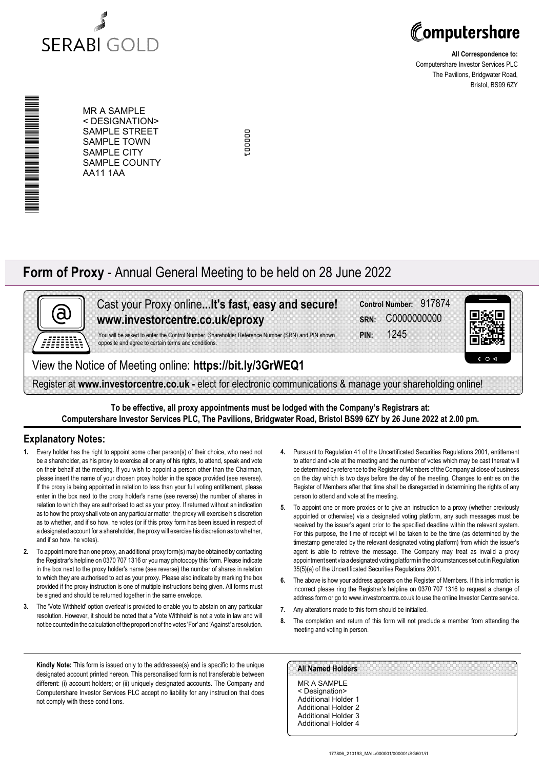SERABI GOLD

Computershare

**All Correspondence to:**
Computershare Investor Services PLC
The Pavilions, Bridgwater Road,
Bristol, BS99 6ZY

MR A SAMPLE
< DESIGNATION>
SAMPLE STREET
SAMPLE TOWN
SAMPLE CITY
SAMPLE COUNTY
AA11 1AA

000001

# Form of Proxy - Annual General Meeting to be held on 28 June 2022

Cast your Proxy online**...It's fast, easy and secure!**
**www.investorcentre.co.uk/eproxy**

You will be asked to enter the Control Number, Shareholder Reference Number (SRN) and PIN shown opposite and agree to certain terms and conditions.

**Control Number:** 917874
**SRN:** C0000000000
**PIN:** 1245

View the Notice of Meeting online: **https://bit.ly/3GrWEQ1**

Register at **www.investorcentre.co.uk -** elect for electronic communications & manage your shareholding online!

**To be effective, all proxy appointments must be lodged with the Company's Registrars at:**
**Computershare Investor Services PLC, The Pavilions, Bridgwater Road, Bristol BS99 6ZY by 26 June 2022 at 2.00 pm.**

## Explanatory Notes:

1. Every holder has the right to appoint some other person(s) of their choice, who need not be a shareholder, as his proxy to exercise all or any of his rights, to attend, speak and vote on their behalf at the meeting. If you wish to appoint a person other than the Chairman, please insert the name of your chosen proxy holder in the space provided (see reverse). If the proxy is being appointed in relation to less than your full voting entitlement, please enter in the box next to the proxy holder's name (see reverse) the number of shares in relation to which they are authorised to act as your proxy. If returned without an indication as to how the proxy shall vote on any particular matter, the proxy will exercise his discretion as to whether, and if so how, he votes (or if this proxy form has been issued in respect of a designated account for a shareholder, the proxy will exercise his discretion as to whether, and if so how, he votes).
2. To appoint more than one proxy, an additional proxy form(s) may be obtained by contacting the Registrar's helpline on 0370 707 1316 or you may photocopy this form. Please indicate in the box next to the proxy holder's name (see reverse) the number of shares in relation to which they are authorised to act as your proxy. Please also indicate by marking the box provided if the proxy instruction is one of multiple instructions being given. All forms must be signed and should be returned together in the same envelope.
3. The 'Vote Withheld' option overleaf is provided to enable you to abstain on any particular resolution. However, it should be noted that a 'Vote Withheld' is not a vote in law and will not be counted in the calculation of the proportion of the votes 'For' and 'Against' a resolution.
4. Pursuant to Regulation 41 of the Uncertificated Securities Regulations 2001, entitlement to attend and vote at the meeting and the number of votes which may be cast thereat will be determined by reference to the Register of Members of the Company at close of business on the day which is two days before the day of the meeting. Changes to entries on the Register of Members after that time shall be disregarded in determining the rights of any person to attend and vote at the meeting.
5. To appoint one or more proxies or to give an instruction to a proxy (whether previously appointed or otherwise) via a designated voting platform, any such messages must be received by the issuer's agent prior to the specified deadline within the relevant system. For this purpose, the time of receipt will be taken to be the time (as determined by the timestamp generated by the relevant designated voting platform) from which the issuer's agent is able to retrieve the message. The Company may treat as invalid a proxy appointment sent via a designated voting platform in the circumstances set out in Regulation 35(5)(a) of the Uncertificated Securities Regulations 2001.
6. The above is how your address appears on the Register of Members. If this information is incorrect please ring the Registrar's helpline on 0370 707 1316 to request a change of address form or go to www.investorcentre.co.uk to use the online Investor Centre service.
7. Any alterations made to this form should be initialled.
8. The completion and return of this form will not preclude a member from attending the meeting and voting in person.

**Kindly Note:** This form is issued only to the addressee(s) and is specific to the unique designated account printed hereon. This personalised form is not transferable between different: (i) account holders; or (ii) uniquely designated accounts. The Company and Computershare Investor Services PLC accept no liability for any instruction that does not comply with these conditions.

**All Named Holders**

MR A SAMPLE
< Designation>
Additional Holder 1
Additional Holder 2
Additional Holder 3
Additional Holder 4

177806_210193_MAIL/000001/000001/SG601/i1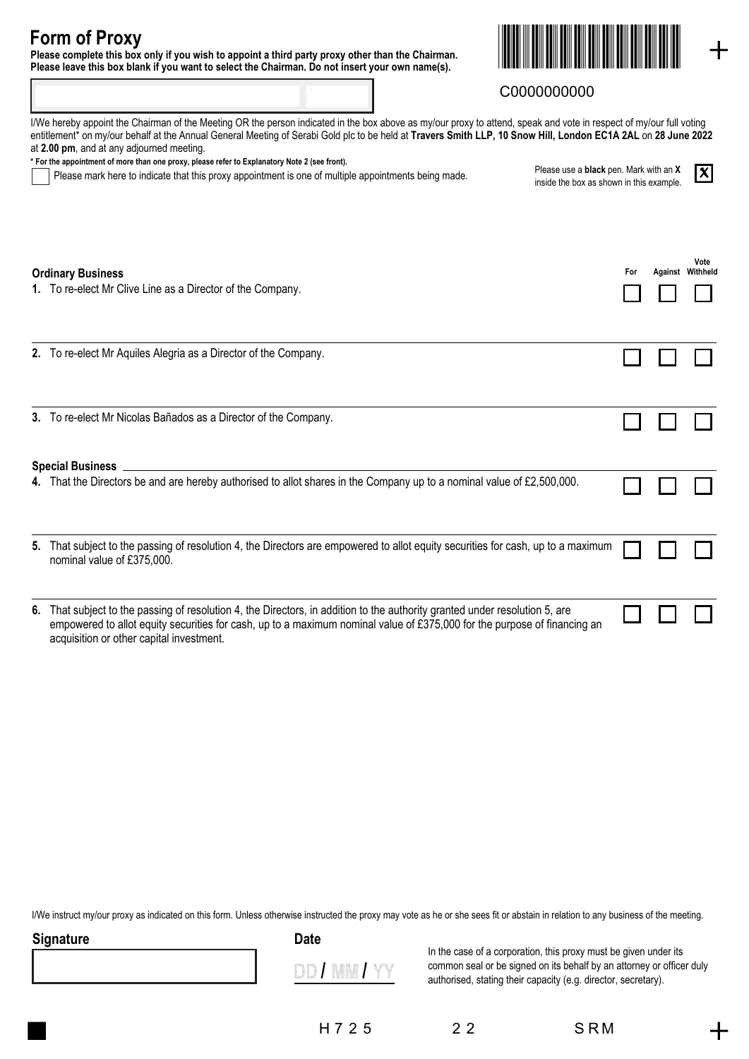# Form of Proxy

**Please complete this box only if you wish to appoint a third party proxy other than the Chairman.**
**Please leave this box blank if you want to select the Chairman. Do not insert your own name(s).**

C0000000000

I/We hereby appoint the Chairman of the Meeting OR the person indicated in the box above as my/our proxy to attend, speak and vote in respect of my/our full voting entitlement* on my/our behalf at the Annual General Meeting of Serabi Gold plc to be held at **Travers Smith LLP, 10 Snow Hill, London EC1A 2AL** on **28 June 2022** at **2.00 pm**, and at any adjourned meeting.

**\* For the appointment of more than one proxy, please refer to Explanatory Note 2 (see front).**

☐ Please mark here to indicate that this proxy appointment is one of multiple appointments being made.

Please use a **black** pen. Mark with an **X** inside the box as shown in this example. ☒

| | For | Against | Vote Withheld |
|---|---|---|---|
| **Ordinary Business** | | | |
| **1.** To re-elect Mr Clive Line as a Director of the Company. | ☐ | ☐ | ☐ |
| **2.** To re-elect Mr Aquiles Alegria as a Director of the Company. | ☐ | ☐ | ☐ |
| **3.** To re-elect Mr Nicolas Bañados as a Director of the Company. | ☐ | ☐ | ☐ |
| **Special Business** | | | |
| **4.** That the Directors be and are hereby authorised to allot shares in the Company up to a nominal value of £2,500,000. | ☐ | ☐ | ☐ |
| **5.** That subject to the passing of resolution 4, the Directors are empowered to allot equity securities for cash, up to a maximum nominal value of £375,000. | ☐ | ☐ | ☐ |
| **6.** That subject to the passing of resolution 4, the Directors, in addition to the authority granted under resolution 5, are empowered to allot equity securities for cash, up to a maximum nominal value of £375,000 for the purpose of financing an acquisition or other capital investment. | ☐ | ☐ | ☐ |

I/We instruct my/our proxy as indicated on this form. Unless otherwise instructed the proxy may vote as he or she sees fit or abstain in relation to any business of the meeting.

**Signature**

**Date**

DD / MM / YY

In the case of a corporation, this proxy must be given under its common seal or be signed on its behalf by an attorney or officer duly authorised, stating their capacity (e.g. director, secretary).

H725 22 SRM